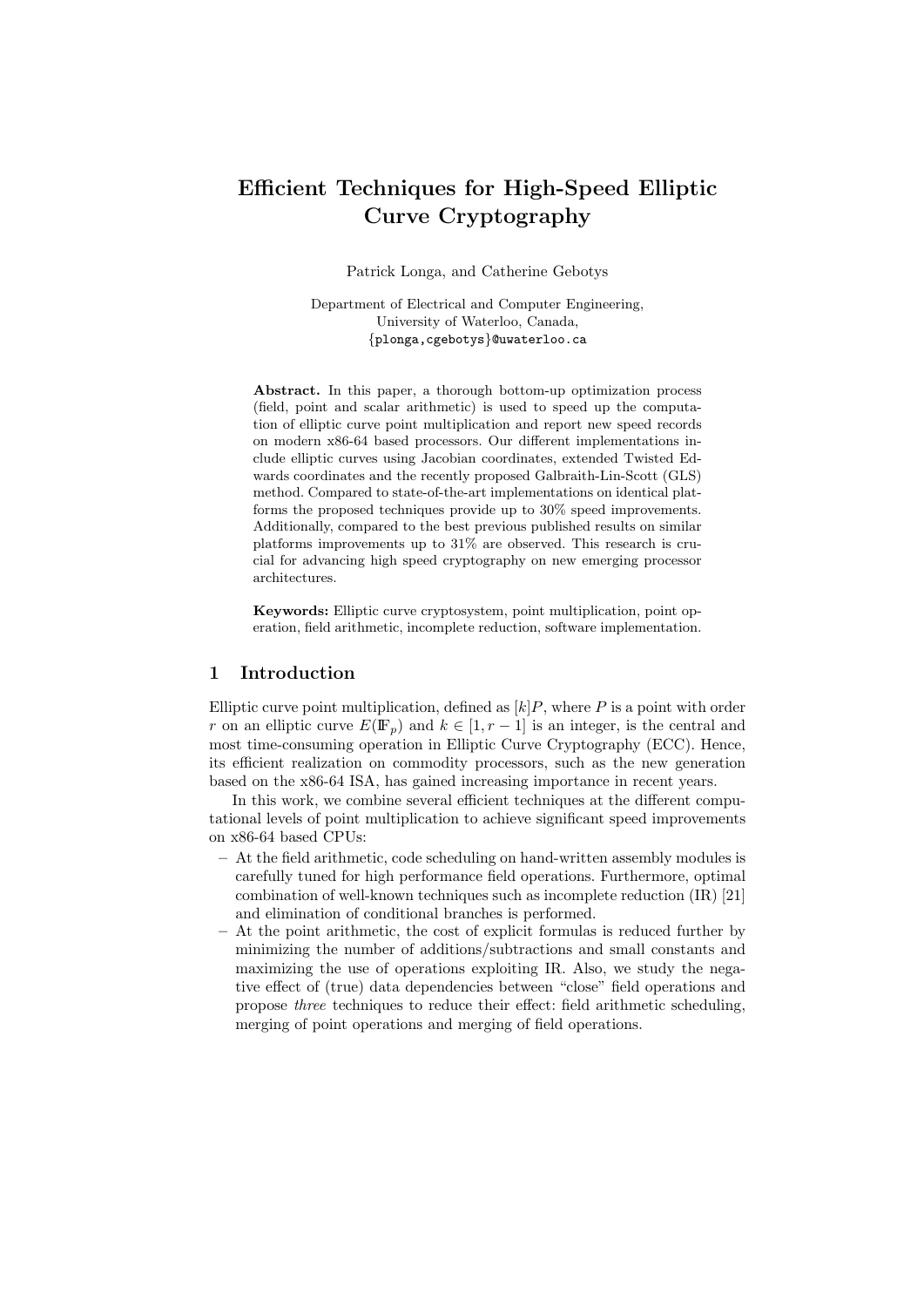# Efficient Techniques for High-Speed Elliptic Curve Cryptography

Patrick Longa, and Catherine Gebotys

Department of Electrical and Computer Engineering,
University of Waterloo, Canada,
{plonga,cgebotys}@uwaterloo.ca

**Abstract.** In this paper, a thorough bottom-up optimization process (field, point and scalar arithmetic) is used to speed up the computation of elliptic curve point multiplication and report new speed records on modern x86-64 based processors. Our different implementations include elliptic curves using Jacobian coordinates, extended Twisted Edwards coordinates and the recently proposed Galbraith-Lin-Scott (GLS) method. Compared to state-of-the-art implementations on identical platforms the proposed techniques provide up to 30% speed improvements. Additionally, compared to the best previous published results on similar platforms improvements up to 31% are observed. This research is crucial for advancing high speed cryptography on new emerging processor architectures.

**Keywords:** Elliptic curve cryptosystem, point multiplication, point operation, field arithmetic, incomplete reduction, software implementation.

## 1 Introduction

Elliptic curve point multiplication, defined as $[k]P$, where $P$ is a point with order $r$ on an elliptic curve $E(\mathbb{F}_p)$ and $k \in [1, r-1]$ is an integer, is the central and most time-consuming operation in Elliptic Curve Cryptography (ECC). Hence, its efficient realization on commodity processors, such as the new generation based on the x86-64 ISA, has gained increasing importance in recent years.

In this work, we combine several efficient techniques at the different computational levels of point multiplication to achieve significant speed improvements on x86-64 based CPUs:

- At the field arithmetic, code scheduling on hand-written assembly modules is carefully tuned for high performance field operations. Furthermore, optimal combination of well-known techniques such as incomplete reduction (IR) [21] and elimination of conditional branches is performed.
- At the point arithmetic, the cost of explicit formulas is reduced further by minimizing the number of additions/subtractions and small constants and maximizing the use of operations exploiting IR. Also, we study the negative effect of (true) data dependencies between "close" field operations and propose *three* techniques to reduce their effect: field arithmetic scheduling, merging of point operations and merging of field operations.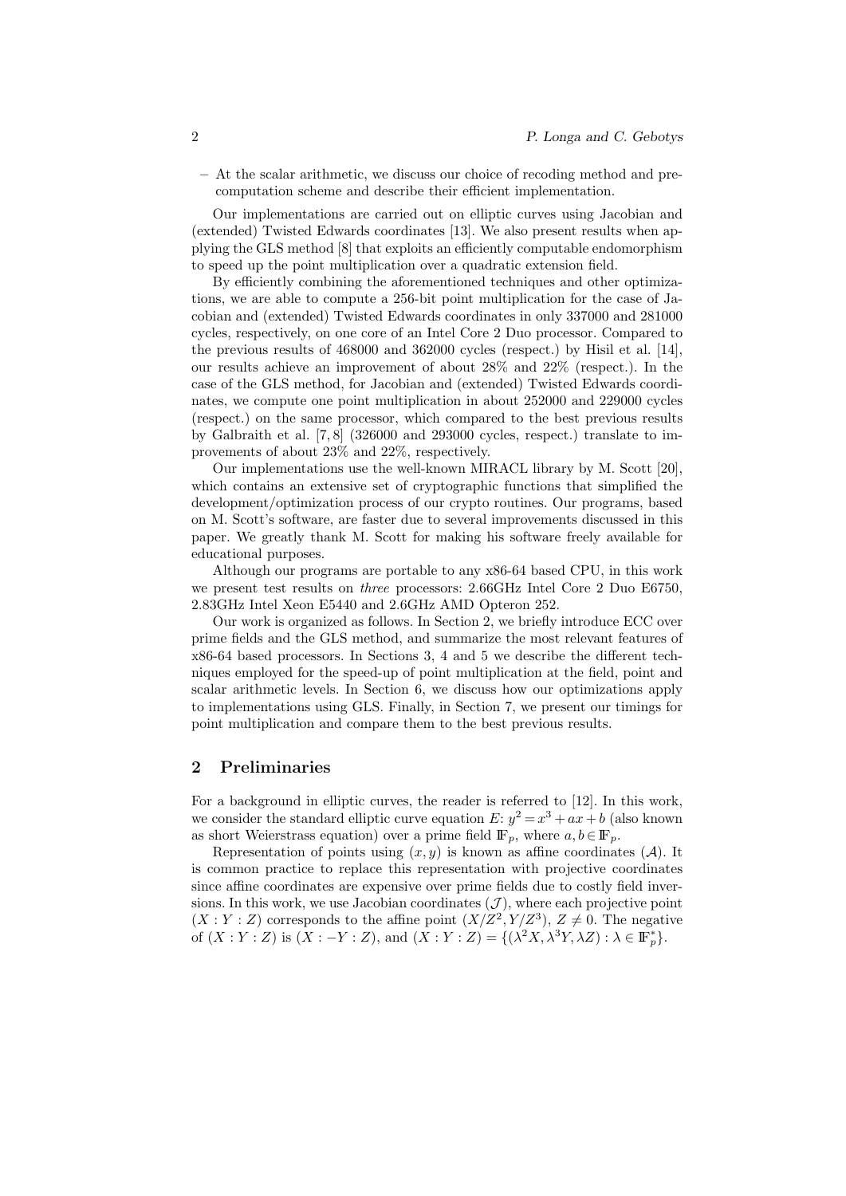– At the scalar arithmetic, we discuss our choice of recoding method and precomputation scheme and describe their efficient implementation.

Our implementations are carried out on elliptic curves using Jacobian and (extended) Twisted Edwards coordinates [13]. We also present results when applying the GLS method [8] that exploits an efficiently computable endomorphism to speed up the point multiplication over a quadratic extension field.

By efficiently combining the aforementioned techniques and other optimizations, we are able to compute a 256-bit point multiplication for the case of Jacobian and (extended) Twisted Edwards coordinates in only 337000 and 281000 cycles, respectively, on one core of an Intel Core 2 Duo processor. Compared to the previous results of 468000 and 362000 cycles (respect.) by Hisil et al. [14], our results achieve an improvement of about 28% and 22% (respect.). In the case of the GLS method, for Jacobian and (extended) Twisted Edwards coordinates, we compute one point multiplication in about 252000 and 229000 cycles (respect.) on the same processor, which compared to the best previous results by Galbraith et al. [7, 8] (326000 and 293000 cycles, respect.) translate to improvements of about 23% and 22%, respectively.

Our implementations use the well-known MIRACL library by M. Scott [20], which contains an extensive set of cryptographic functions that simplified the development/optimization process of our crypto routines. Our programs, based on M. Scott's software, are faster due to several improvements discussed in this paper. We greatly thank M. Scott for making his software freely available for educational purposes.

Although our programs are portable to any x86-64 based CPU, in this work we present test results on *three* processors: 2.66GHz Intel Core 2 Duo E6750, 2.83GHz Intel Xeon E5440 and 2.6GHz AMD Opteron 252.

Our work is organized as follows. In Section 2, we briefly introduce ECC over prime fields and the GLS method, and summarize the most relevant features of x86-64 based processors. In Sections 3, 4 and 5 we describe the different techniques employed for the speed-up of point multiplication at the field, point and scalar arithmetic levels. In Section 6, we discuss how our optimizations apply to implementations using GLS. Finally, in Section 7, we present our timings for point multiplication and compare them to the best previous results.

## 2 Preliminaries

For a background in elliptic curves, the reader is referred to [12]. In this work, we consider the standard elliptic curve equation $E$: $y^2 = x^3 + ax + b$ (also known as short Weierstrass equation) over a prime field $\mathbb{F}_p$, where $a, b \in \mathbb{F}_p$.

Representation of points using $(x, y)$ is known as affine coordinates ($\mathcal{A}$). It is common practice to replace this representation with projective coordinates since affine coordinates are expensive over prime fields due to costly field inversions. In this work, we use Jacobian coordinates ($\mathcal{J}$), where each projective point $(X : Y : Z)$ corresponds to the affine point $(X/Z^2, Y/Z^3)$, $Z \neq 0$. The negative of $(X : Y : Z)$ is $(X : -Y : Z)$, and $(X : Y : Z) = \{(\lambda^2 X, \lambda^3 Y, \lambda Z) : \lambda \in \mathbb{F}_p^*\}$.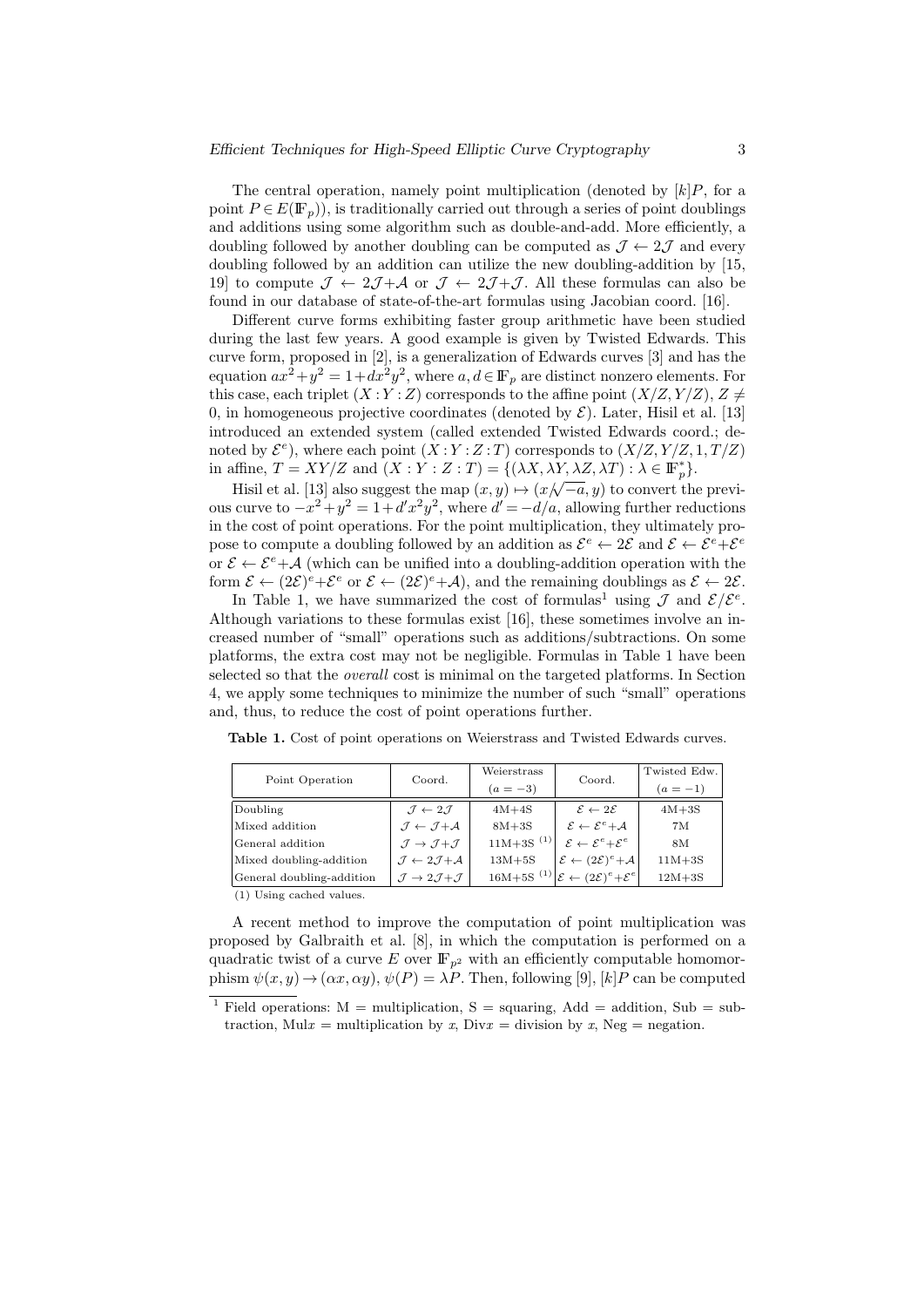The central operation, namely point multiplication (denoted by $[k]P$, for a point $P \in E(\mathbb{F}_p)$), is traditionally carried out through a series of point doublings and additions using some algorithm such as double-and-add. More efficiently, a doubling followed by another doubling can be computed as $\mathcal{J} \leftarrow 2\mathcal{J}$ and every doubling followed by an addition can utilize the new doubling-addition by [15, 19] to compute $\mathcal{J} \leftarrow 2\mathcal{J}+\mathcal{A}$ or $\mathcal{J} \leftarrow 2\mathcal{J}+\mathcal{J}$. All these formulas can also be found in our database of state-of-the-art formulas using Jacobian coord. [16].

Different curve forms exhibiting faster group arithmetic have been studied during the last few years. A good example is given by Twisted Edwards. This curve form, proposed in [2], is a generalization of Edwards curves [3] and has the equation $ax^2+y^2 = 1+dx^2y^2$, where $a, d \in \mathbb{F}_p$ are distinct nonzero elements. For this case, each triplet $(X:Y:Z)$ corresponds to the affine point $(X/Z, Y/Z)$, $Z \neq 0$, in homogeneous projective coordinates (denoted by $\mathcal{E}$). Later, Hisil et al. [13] introduced an extended system (called extended Twisted Edwards coord.; denoted by $\mathcal{E}^e$), where each point $(X:Y:Z:T)$ corresponds to $(X/Z, Y/Z, 1, T/Z)$ in affine, $T = XY/Z$ and $(X:Y:Z:T) = \{(\lambda X, \lambda Y, \lambda Z, \lambda T) : \lambda \in \mathbb{F}_p^*\}$.

Hisil et al. [13] also suggest the map $(x, y) \mapsto (x/\sqrt{-a}, y)$ to convert the previous curve to $-x^2+y^2 = 1+d'x^2y^2$, where $d' = -d/a$, allowing further reductions in the cost of point operations. For the point multiplication, they ultimately propose to compute a doubling followed by an addition as $\mathcal{E}^e \leftarrow 2\mathcal{E}$ and $\mathcal{E} \leftarrow \mathcal{E}^e+\mathcal{E}^e$ or $\mathcal{E} \leftarrow \mathcal{E}^e+\mathcal{A}$ (which can be unified into a doubling-addition operation with the form $\mathcal{E} \leftarrow (2\mathcal{E})^e+\mathcal{E}^e$ or $\mathcal{E} \leftarrow (2\mathcal{E})^e+\mathcal{A}$), and the remaining doublings as $\mathcal{E} \leftarrow 2\mathcal{E}$.

In Table 1, we have summarized the cost of formulas[1] using $\mathcal{J}$ and $\mathcal{E}/\mathcal{E}^e$. Although variations to these formulas exist [16], these sometimes involve an increased number of "small" operations such as additions/subtractions. On some platforms, the extra cost may not be negligible. Formulas in Table 1 have been selected so that the *overall* cost is minimal on the targeted platforms. In Section 4, we apply some techniques to minimize the number of such "small" operations and, thus, to reduce the cost of point operations further.

**Table 1.** Cost of point operations on Weierstrass and Twisted Edwards curves.

| Point Operation | Coord. | Weierstrass ($a=-3$) | Coord. | Twisted Edw. ($a=-1$) |
|---|---|---|---|---|
| Doubling | $\mathcal{J} \leftarrow 2\mathcal{J}$ | 4M+4S | $\mathcal{E} \leftarrow 2\mathcal{E}$ | 4M+3S |
| Mixed addition | $\mathcal{J} \leftarrow \mathcal{J}+\mathcal{A}$ | 8M+3S | $\mathcal{E} \leftarrow \mathcal{E}^e+\mathcal{A}$ | 7M |
| General addition | $\mathcal{J} \rightarrow \mathcal{J}+\mathcal{J}$ | 11M+3S [(1)] | $\mathcal{E} \leftarrow \mathcal{E}^e+\mathcal{E}^e$ | 8M |
| Mixed doubling-addition | $\mathcal{J} \leftarrow 2\mathcal{J}+\mathcal{A}$ | 13M+5S | $\mathcal{E} \leftarrow (2\mathcal{E})^e+\mathcal{A}$ | 11M+3S |
| General doubling-addition | $\mathcal{J} \rightarrow 2\mathcal{J}+\mathcal{J}$ | 16M+5S [(1)] | $\mathcal{E} \leftarrow (2\mathcal{E})^e+\mathcal{E}^e$ | 12M+3S |

(1) Using cached values.

A recent method to improve the computation of point multiplication was proposed by Galbraith et al. [8], in which the computation is performed on a quadratic twist of a curve $E$ over $\mathbb{F}_{p^2}$ with an efficiently computable homomorphism $\psi(x, y) \rightarrow (\alpha x, \alpha y)$, $\psi(P) = \lambda P$. Then, following [9], $[k]P$ can be computed

[1] Field operations: M = multiplication, S = squaring, Add = addition, Sub = subtraction, Mul$x$ = multiplication by $x$, Div$x$ = division by $x$, Neg = negation.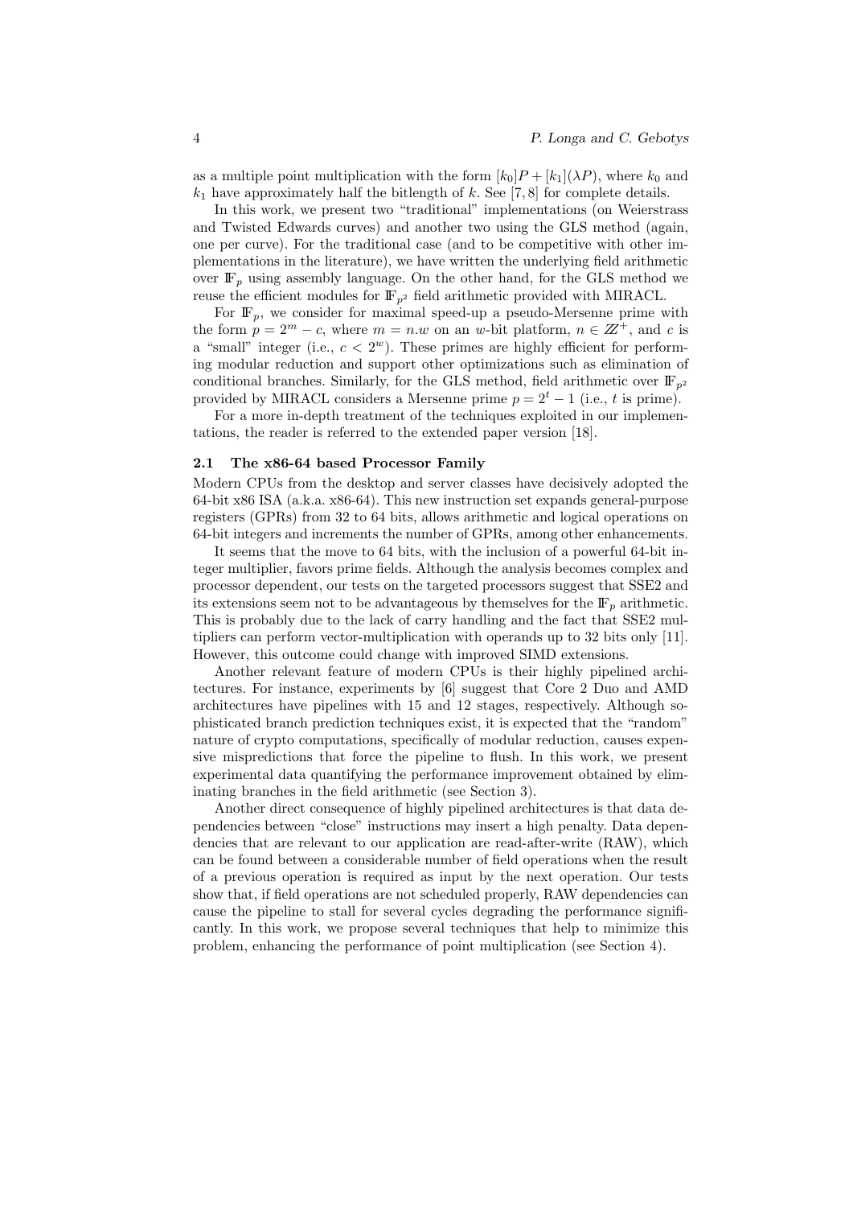as a multiple point multiplication with the form $[k_0]P + [k_1](\lambda P)$, where $k_0$ and $k_1$ have approximately half the bitlength of $k$. See [7, 8] for complete details.

In this work, we present two "traditional" implementations (on Weierstrass and Twisted Edwards curves) and another two using the GLS method (again, one per curve). For the traditional case (and to be competitive with other implementations in the literature), we have written the underlying field arithmetic over $\mathbb{F}_p$ using assembly language. On the other hand, for the GLS method we reuse the efficient modules for $\mathbb{F}_{p^2}$ field arithmetic provided with MIRACL.

For $\mathbb{F}_p$, we consider for maximal speed-up a pseudo-Mersenne prime with the form $p = 2^m - c$, where $m = n.w$ on an $w$-bit platform, $n \in \mathbb{Z}^+$, and $c$ is a "small" integer (i.e., $c < 2^w$). These primes are highly efficient for performing modular reduction and support other optimizations such as elimination of conditional branches. Similarly, for the GLS method, field arithmetic over $\mathbb{F}_{p^2}$ provided by MIRACL considers a Mersenne prime $p = 2^t - 1$ (i.e., $t$ is prime).

For a more in-depth treatment of the techniques exploited in our implementations, the reader is referred to the extended paper version [18].

### 2.1 The x86-64 based Processor Family

Modern CPUs from the desktop and server classes have decisively adopted the 64-bit x86 ISA (a.k.a. x86-64). This new instruction set expands general-purpose registers (GPRs) from 32 to 64 bits, allows arithmetic and logical operations on 64-bit integers and increments the number of GPRs, among other enhancements.

It seems that the move to 64 bits, with the inclusion of a powerful 64-bit integer multiplier, favors prime fields. Although the analysis becomes complex and processor dependent, our tests on the targeted processors suggest that SSE2 and its extensions seem not to be advantageous by themselves for the $\mathbb{F}_p$ arithmetic. This is probably due to the lack of carry handling and the fact that SSE2 multipliers can perform vector-multiplication with operands up to 32 bits only [11]. However, this outcome could change with improved SIMD extensions.

Another relevant feature of modern CPUs is their highly pipelined architectures. For instance, experiments by [6] suggest that Core 2 Duo and AMD architectures have pipelines with 15 and 12 stages, respectively. Although sophisticated branch prediction techniques exist, it is expected that the "random" nature of crypto computations, specifically of modular reduction, causes expensive mispredictions that force the pipeline to flush. In this work, we present experimental data quantifying the performance improvement obtained by eliminating branches in the field arithmetic (see Section 3).

Another direct consequence of highly pipelined architectures is that data dependencies between "close" instructions may insert a high penalty. Data dependencies that are relevant to our application are read-after-write (RAW), which can be found between a considerable number of field operations when the result of a previous operation is required as input by the next operation. Our tests show that, if field operations are not scheduled properly, RAW dependencies can cause the pipeline to stall for several cycles degrading the performance significantly. In this work, we propose several techniques that help to minimize this problem, enhancing the performance of point multiplication (see Section 4).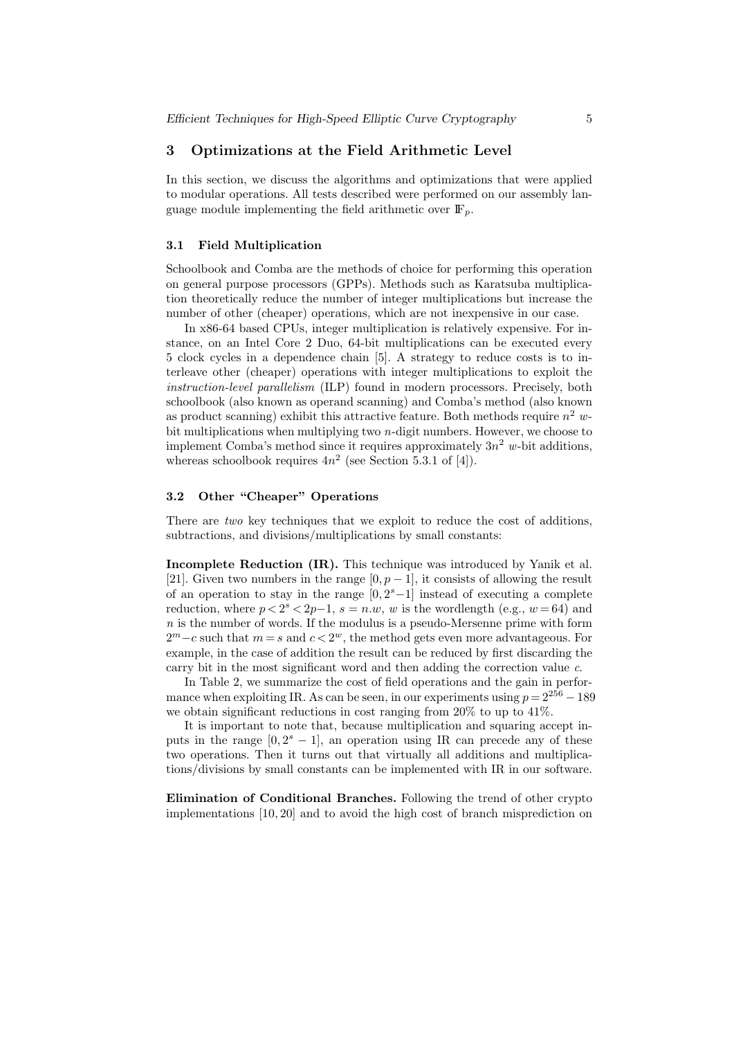## 3 Optimizations at the Field Arithmetic Level

In this section, we discuss the algorithms and optimizations that were applied to modular operations. All tests described were performed on our assembly language module implementing the field arithmetic over $\mathbb{F}_p$.

### 3.1 Field Multiplication

Schoolbook and Comba are the methods of choice for performing this operation on general purpose processors (GPPs). Methods such as Karatsuba multiplication theoretically reduce the number of integer multiplications but increase the number of other (cheaper) operations, which are not inexpensive in our case.

In x86-64 based CPUs, integer multiplication is relatively expensive. For instance, on an Intel Core 2 Duo, 64-bit multiplications can be executed every 5 clock cycles in a dependence chain [5]. A strategy to reduce costs is to interleave other (cheaper) operations with integer multiplications to exploit the *instruction-level parallelism* (ILP) found in modern processors. Precisely, both schoolbook (also known as operand scanning) and Comba's method (also known as product scanning) exhibit this attractive feature. Both methods require $n^2$ $w$-bit multiplications when multiplying two $n$-digit numbers. However, we choose to implement Comba's method since it requires approximately $3n^2$ $w$-bit additions, whereas schoolbook requires $4n^2$ (see Section 5.3.1 of [4]).

### 3.2 Other "Cheaper" Operations

There are *two* key techniques that we exploit to reduce the cost of additions, subtractions, and divisions/multiplications by small constants:

**Incomplete Reduction (IR).** This technique was introduced by Yanik et al. [21]. Given two numbers in the range $[0, p-1]$, it consists of allowing the result of an operation to stay in the range $[0, 2^s-1]$ instead of executing a complete reduction, where $p < 2^s < 2p-1$, $s = n.w$, $w$ is the wordlength (e.g., $w = 64$) and $n$ is the number of words. If the modulus is a pseudo-Mersenne prime with form $2^m - c$ such that $m = s$ and $c < 2^w$, the method gets even more advantageous. For example, in the case of addition the result can be reduced by first discarding the carry bit in the most significant word and then adding the correction value $c$.

In Table 2, we summarize the cost of field operations and the gain in performance when exploiting IR. As can be seen, in our experiments using $p = 2^{256} - 189$ we obtain significant reductions in cost ranging from 20% to up to 41%.

It is important to note that, because multiplication and squaring accept inputs in the range $[0, 2^s - 1]$, an operation using IR can precede any of these two operations. Then it turns out that virtually all additions and multiplications/divisions by small constants can be implemented with IR in our software.

**Elimination of Conditional Branches.** Following the trend of other crypto implementations [10, 20] and to avoid the high cost of branch misprediction on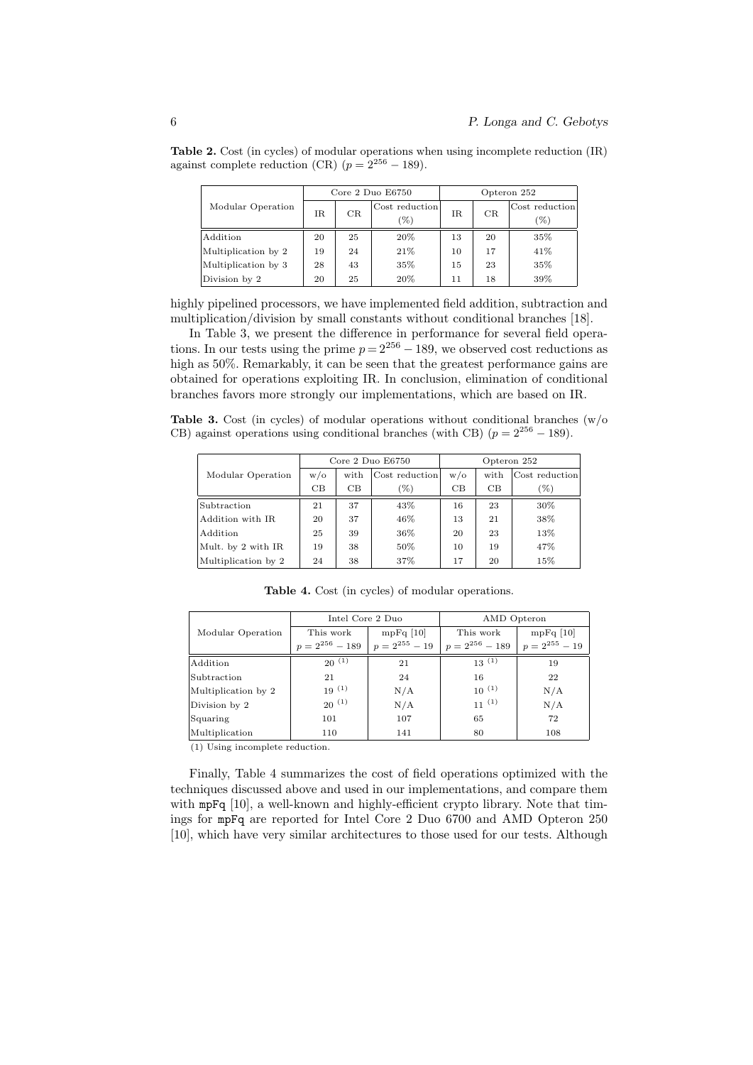**Table 2.** Cost (in cycles) of modular operations when using incomplete reduction (IR) against complete reduction (CR) ($p = 2^{256} - 189$).

| Modular Operation | Core 2 Duo E6750 | | | Opteron 252 | | |
|---|---|---|---|---|---|---|
| | IR | CR | Cost reduction (%) | IR | CR | Cost reduction (%) |
| Addition | 20 | 25 | 20% | 13 | 20 | 35% |
| Multiplication by 2 | 19 | 24 | 21% | 10 | 17 | 41% |
| Multiplication by 3 | 28 | 43 | 35% | 15 | 23 | 35% |
| Division by 2 | 20 | 25 | 20% | 11 | 18 | 39% |

highly pipelined processors, we have implemented field addition, subtraction and multiplication/division by small constants without conditional branches [18].

In Table 3, we present the difference in performance for several field operations. In our tests using the prime $p = 2^{256} - 189$, we observed cost reductions as high as 50%. Remarkably, it can be seen that the greatest performance gains are obtained for operations exploiting IR. In conclusion, elimination of conditional branches favors more strongly our implementations, which are based on IR.

**Table 3.** Cost (in cycles) of modular operations without conditional branches (w/o CB) against operations using conditional branches (with CB) ($p = 2^{256} - 189$).

| Modular Operation | Core 2 Duo E6750 | | | Opteron 252 | | |
|---|---|---|---|---|---|---|
| | w/o CB | with CB | Cost reduction (%) | w/o CB | with CB | Cost reduction (%) |
| Subtraction | 21 | 37 | 43% | 16 | 23 | 30% |
| Addition with IR | 20 | 37 | 46% | 13 | 21 | 38% |
| Addition | 25 | 39 | 36% | 20 | 23 | 13% |
| Mult. by 2 with IR | 19 | 38 | 50% | 10 | 19 | 47% |
| Multiplication by 2 | 24 | 38 | 37% | 17 | 20 | 15% |

**Table 4.** Cost (in cycles) of modular operations.

| Modular Operation | Intel Core 2 Duo | | AMD Opteron | |
|---|---|---|---|---|
| | This work $p = 2^{256} - 189$ | mpFq [10] $p = 2^{255} - 19$ | This work $p = 2^{256} - 189$ | mpFq [10] $p = 2^{255} - 19$ |
| Addition | 20 (1) | 21 | 13 (1) | 19 |
| Subtraction | 21 | 24 | 16 | 22 |
| Multiplication by 2 | 19 (1) | N/A | 10 (1) | N/A |
| Division by 2 | 20 (1) | N/A | 11 (1) | N/A |
| Squaring | 101 | 107 | 65 | 72 |
| Multiplication | 110 | 141 | 80 | 108 |

(1) Using incomplete reduction.

Finally, Table 4 summarizes the cost of field operations optimized with the techniques discussed above and used in our implementations, and compare them with `mpFq` [10], a well-known and highly-efficient crypto library. Note that timings for `mpFq` are reported for Intel Core 2 Duo 6700 and AMD Opteron 250 [10], which have very similar architectures to those used for our tests. Although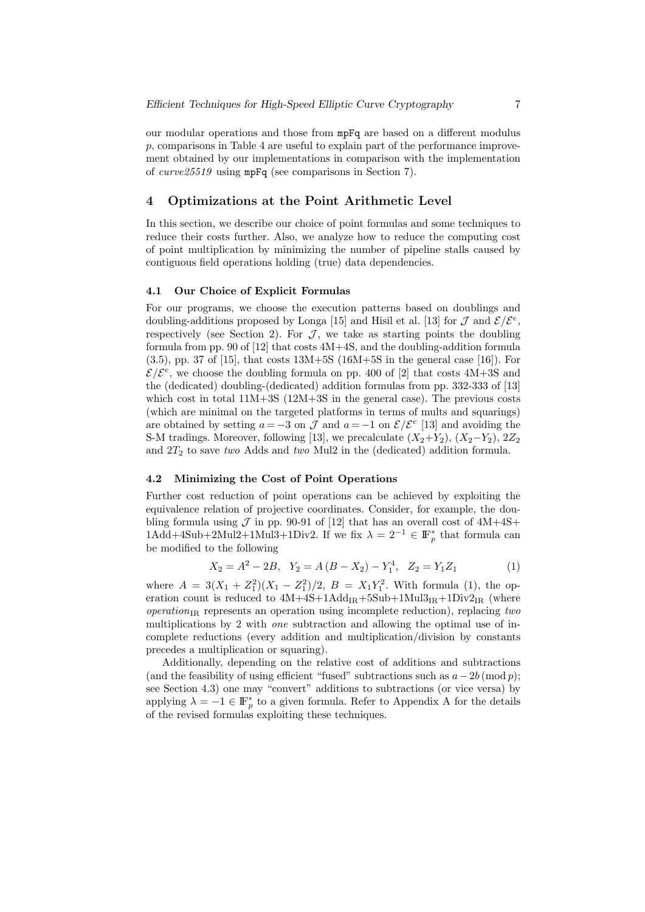our modular operations and those from `mpFq` are based on a different modulus $p$, comparisons in Table 4 are useful to explain part of the performance improvement obtained by our implementations in comparison with the implementation of *curve25519* using `mpFq` (see comparisons in Section 7).

## 4 Optimizations at the Point Arithmetic Level

In this section, we describe our choice of point formulas and some techniques to reduce their costs further. Also, we analyze how to reduce the computing cost of point multiplication by minimizing the number of pipeline stalls caused by contiguous field operations holding (true) data dependencies.

### 4.1 Our Choice of Explicit Formulas

For our programs, we choose the execution patterns based on doublings and doubling-additions proposed by Longa [15] and Hisil et al. [13] for $\mathcal{J}$ and $\mathcal{E}/\mathcal{E}^e$, respectively (see Section 2). For $\mathcal{J}$, we take as starting points the doubling formula from pp. 90 of [12] that costs 4M+4S, and the doubling-addition formula (3.5), pp. 37 of [15], that costs 13M+5S (16M+5S in the general case [16]). For $\mathcal{E}/\mathcal{E}^e$, we choose the doubling formula on pp. 400 of [2] that costs 4M+3S and the (dedicated) doubling-(dedicated) addition formulas from pp. 332-333 of [13] which cost in total 11M+3S (12M+3S in the general case). The previous costs (which are minimal on the targeted platforms in terms of mults and squarings) are obtained by setting $a=-3$ on $\mathcal{J}$ and $a=-1$ on $\mathcal{E}/\mathcal{E}^e$ [13] and avoiding the S-M tradings. Moreover, following [13], we precalculate $(X_2+Y_2)$, $(X_2-Y_2)$, $2Z_2$ and $2T_2$ to save *two* Adds and *two* Mul2 in the (dedicated) addition formula.

### 4.2 Minimizing the Cost of Point Operations

Further cost reduction of point operations can be achieved by exploiting the equivalence relation of projective coordinates. Consider, for example, the doubling formula using $\mathcal{J}$ in pp. 90-91 of [12] that has an overall cost of 4M+4S+1Add+4Sub+2Mul2+1Mul3+1Div2. If we fix $\lambda = 2^{-1} \in \mathbb{F}_p^*$ that formula can be modified to the following

$$X_2 = A^2 - 2B, \quad Y_2 = A\,(B - X_2) - Y_1^4, \quad Z_2 = Y_1 Z_1 \tag{1}$$

where $A = 3(X_1 + Z_1^2)(X_1 - Z_1^2)/2$, $B = X_1 Y_1^2$. With formula (1), the operation count is reduced to 4M+4S+1Add$_{\mathrm{IR}}$+5Sub+1Mul3$_{\mathrm{IR}}$+1Div2$_{\mathrm{IR}}$ (where *operation*$_{\mathrm{IR}}$ represents an operation using incomplete reduction), replacing *two* multiplications by 2 with *one* subtraction and allowing the optimal use of incomplete reductions (every addition and multiplication/division by constants precedes a multiplication or squaring).

Additionally, depending on the relative cost of additions and subtractions (and the feasibility of using efficient "fused" subtractions such as $a - 2b \pmod p$; see Section 4.3) one may "convert" additions to subtractions (or vice versa) by applying $\lambda = -1 \in \mathbb{F}_p^*$ to a given formula. Refer to Appendix A for the details of the revised formulas exploiting these techniques.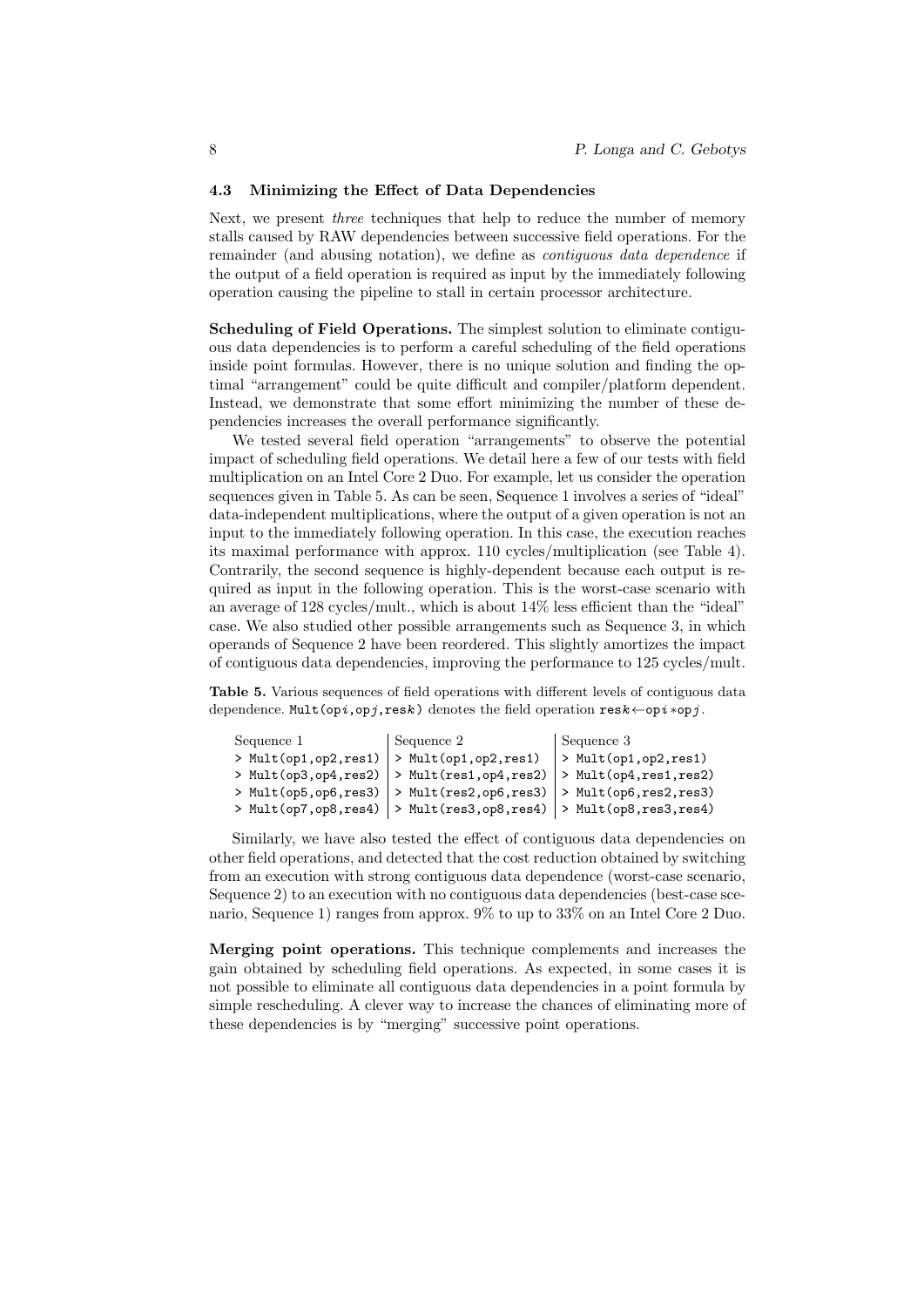### 4.3 Minimizing the Effect of Data Dependencies

Next, we present *three* techniques that help to reduce the number of memory stalls caused by RAW dependencies between successive field operations. For the remainder (and abusing notation), we define as *contiguous data dependence* if the output of a field operation is required as input by the immediately following operation causing the pipeline to stall in certain processor architecture.

**Scheduling of Field Operations.** The simplest solution to eliminate contiguous data dependencies is to perform a careful scheduling of the field operations inside point formulas. However, there is no unique solution and finding the optimal "arrangement" could be quite difficult and compiler/platform dependent. Instead, we demonstrate that some effort minimizing the number of these dependencies increases the overall performance significantly.

We tested several field operation "arrangements" to observe the potential impact of scheduling field operations. We detail here a few of our tests with field multiplication on an Intel Core 2 Duo. For example, let us consider the operation sequences given in Table 5. As can be seen, Sequence 1 involves a series of "ideal" data-independent multiplications, where the output of a given operation is not an input to the immediately following operation. In this case, the execution reaches its maximal performance with approx. 110 cycles/multiplication (see Table 4). Contrarily, the second sequence is highly-dependent because each output is required as input in the following operation. This is the worst-case scenario with an average of 128 cycles/mult., which is about 14% less efficient than the "ideal" case. We also studied other possible arrangements such as Sequence 3, in which operands of Sequence 2 have been reordered. This slightly amortizes the impact of contiguous data dependencies, improving the performance to 125 cycles/mult.

**Table 5.** Various sequences of field operations with different levels of contiguous data dependence. `Mult(op`$i$`,op`$j$`,res`$k$`)` denotes the field operation `res`$k \leftarrow$`op`$i *$`op`$j$.

| Sequence 1 | Sequence 2 | Sequence 3 |
|---|---|---|
| `> Mult(op1,op2,res1)` | `> Mult(op1,op2,res1)` | `> Mult(op1,op2,res1)` |
| `> Mult(op3,op4,res2)` | `> Mult(res1,op4,res2)` | `> Mult(op4,res1,res2)` |
| `> Mult(op5,op6,res3)` | `> Mult(res2,op6,res3)` | `> Mult(op6,res2,res3)` |
| `> Mult(op7,op8,res4)` | `> Mult(res3,op8,res4)` | `> Mult(op8,res3,res4)` |

Similarly, we have also tested the effect of contiguous data dependencies on other field operations, and detected that the cost reduction obtained by switching from an execution with strong contiguous data dependence (worst-case scenario, Sequence 2) to an execution with no contiguous data dependencies (best-case scenario, Sequence 1) ranges from approx. 9% to up to 33% on an Intel Core 2 Duo.

**Merging point operations.** This technique complements and increases the gain obtained by scheduling field operations. As expected, in some cases it is not possible to eliminate all contiguous data dependencies in a point formula by simple rescheduling. A clever way to increase the chances of eliminating more of these dependencies is by "merging" successive point operations.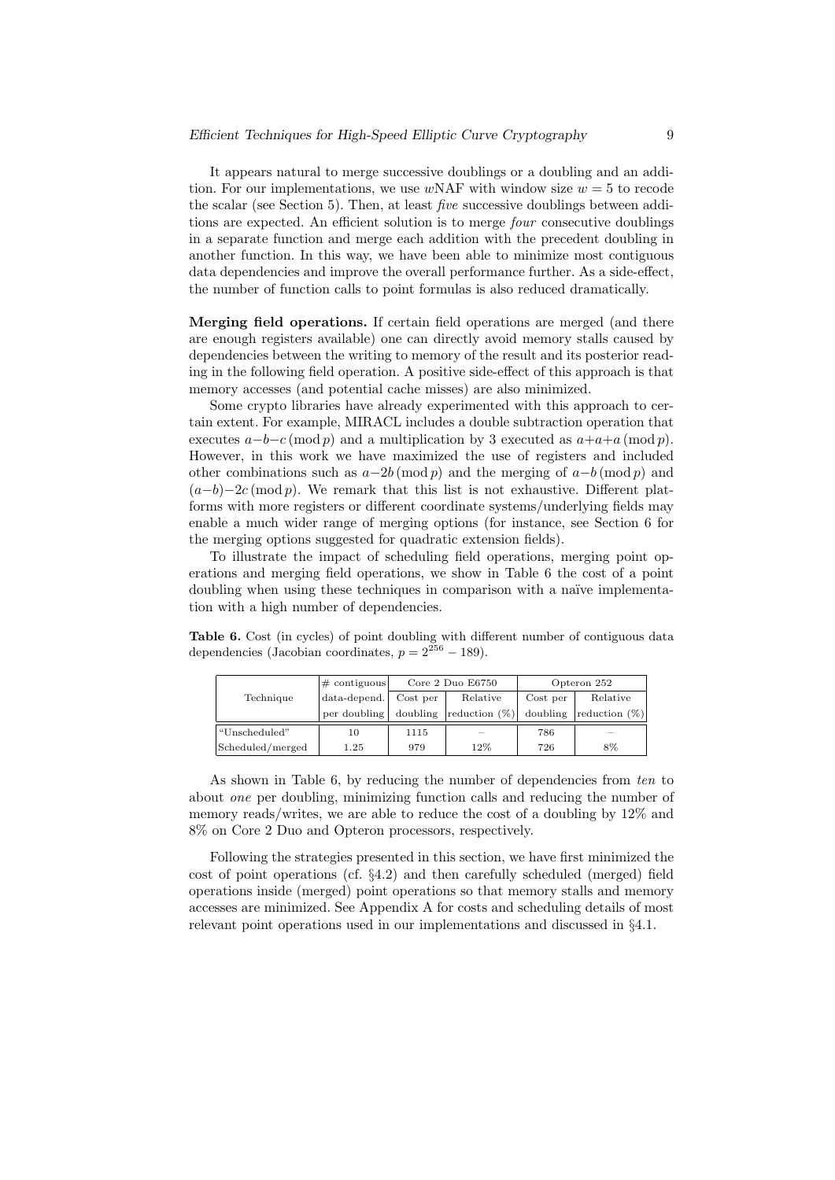It appears natural to merge successive doublings or a doubling and an addition. For our implementations, we use $w$NAF with window size $w = 5$ to recode the scalar (see Section 5). Then, at least *five* successive doublings between additions are expected. An efficient solution is to merge *four* consecutive doublings in a separate function and merge each addition with the precedent doubling in another function. In this way, we have been able to minimize most contiguous data dependencies and improve the overall performance further. As a side-effect, the number of function calls to point formulas is also reduced dramatically.

**Merging field operations.** If certain field operations are merged (and there are enough registers available) one can directly avoid memory stalls caused by dependencies between the writing to memory of the result and its posterior reading in the following field operation. A positive side-effect of this approach is that memory accesses (and potential cache misses) are also minimized.

Some crypto libraries have already experimented with this approach to certain extent. For example, MIRACL includes a double subtraction operation that executes $a - b - c \pmod p$ and a multiplication by 3 executed as $a + a + a \pmod p$. However, in this work we have maximized the use of registers and included other combinations such as $a - 2b \pmod p$ and the merging of $a - b \pmod p$ and $(a - b) - 2c \pmod p$. We remark that this list is not exhaustive. Different platforms with more registers or different coordinate systems/underlying fields may enable a much wider range of merging options (for instance, see Section 6 for the merging options suggested for quadratic extension fields).

To illustrate the impact of scheduling field operations, merging point operations and merging field operations, we show in Table 6 the cost of a point doubling when using these techniques in comparison with a naïve implementation with a high number of dependencies.

**Table 6.** Cost (in cycles) of point doubling with different number of contiguous data dependencies (Jacobian coordinates, $p = 2^{256} - 189$).

| Technique | # contiguous data-depend. per doubling | Core 2 Duo E6750 | | Opteron 252 | |
|---|---|---|---|---|---|
| | | Cost per doubling | Relative reduction (%) | Cost per doubling | Relative reduction (%) |
| "Unscheduled" | 10 | 1115 | – | 786 | – |
| Scheduled/merged | 1.25 | 979 | 12% | 726 | 8% |

As shown in Table 6, by reducing the number of dependencies from *ten* to about *one* per doubling, minimizing function calls and reducing the number of memory reads/writes, we are able to reduce the cost of a doubling by 12% and 8% on Core 2 Duo and Opteron processors, respectively.

Following the strategies presented in this section, we have first minimized the cost of point operations (cf. §4.2) and then carefully scheduled (merged) field operations inside (merged) point operations so that memory stalls and memory accesses are minimized. See Appendix A for costs and scheduling details of most relevant point operations used in our implementations and discussed in §4.1.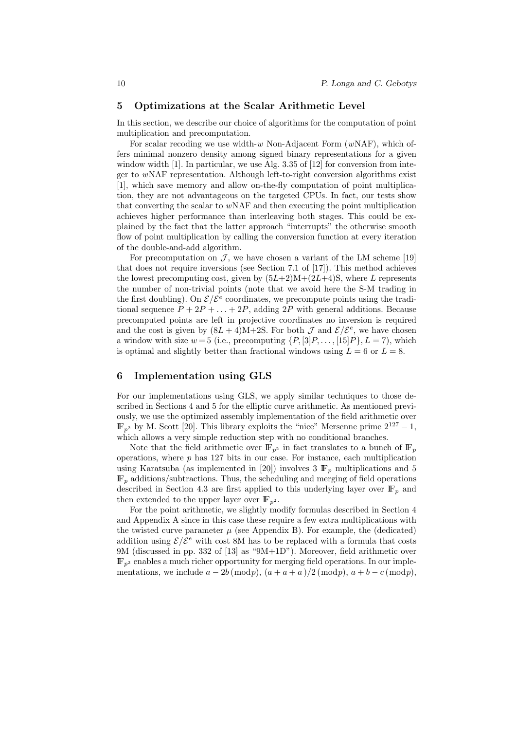## 5 Optimizations at the Scalar Arithmetic Level

In this section, we describe our choice of algorithms for the computation of point multiplication and precomputation.

For scalar recoding we use width-$w$ Non-Adjacent Form ($w$NAF), which offers minimal nonzero density among signed binary representations for a given window width [1]. In particular, we use Alg. 3.35 of [12] for conversion from integer to $w$NAF representation. Although left-to-right conversion algorithms exist [1], which save memory and allow on-the-fly computation of point multiplication, they are not advantageous on the targeted CPUs. In fact, our tests show that converting the scalar to $w$NAF and then executing the point multiplication achieves higher performance than interleaving both stages. This could be explained by the fact that the latter approach "interrupts" the otherwise smooth flow of point multiplication by calling the conversion function at every iteration of the double-and-add algorithm.

For precomputation on $\mathcal{J}$, we have chosen a variant of the LM scheme [19] that does not require inversions (see Section 7.1 of [17]). This method achieves the lowest precomputing cost, given by $(5L{+}2)$M+$(2L{+}4)$S, where $L$ represents the number of non-trivial points (note that we avoid here the S-M trading in the first doubling). On $\mathcal{E}/\mathcal{E}^e$ coordinates, we precompute points using the traditional sequence $P + 2P + \ldots + 2P$, adding $2P$ with general additions. Because precomputed points are left in projective coordinates no inversion is required and the cost is given by $(8L + 4)$M+2S. For both $\mathcal{J}$ and $\mathcal{E}/\mathcal{E}^e$, we have chosen a window with size $w = 5$ (i.e., precomputing $\{P, [3]P, \ldots, [15]P\}, L = 7$), which is optimal and slightly better than fractional windows using $L = 6$ or $L = 8$.

## 6 Implementation using GLS

For our implementations using GLS, we apply similar techniques to those described in Sections 4 and 5 for the elliptic curve arithmetic. As mentioned previously, we use the optimized assembly implementation of the field arithmetic over $\mathbb{F}_{p^2}$ by M. Scott [20]. This library exploits the "nice" Mersenne prime $2^{127} - 1$, which allows a very simple reduction step with no conditional branches.

Note that the field arithmetic over $\mathbb{F}_{p^2}$ in fact translates to a bunch of $\mathbb{F}_p$ operations, where $p$ has 127 bits in our case. For instance, each multiplication using Karatsuba (as implemented in [20]) involves 3 $\mathbb{F}_p$ multiplications and 5 $\mathbb{F}_p$ additions/subtractions. Thus, the scheduling and merging of field operations described in Section 4.3 are first applied to this underlying layer over $\mathbb{F}_p$ and then extended to the upper layer over $\mathbb{F}_{p^2}$.

For the point arithmetic, we slightly modify formulas described in Section 4 and Appendix A since in this case these require a few extra multiplications with the twisted curve parameter $\mu$ (see Appendix B). For example, the (dedicated) addition using $\mathcal{E}/\mathcal{E}^e$ with cost 8M has to be replaced with a formula that costs 9M (discussed in pp. 332 of [13] as "9M+1D"). Moreover, field arithmetic over $\mathbb{F}_{p^2}$ enables a much richer opportunity for merging field operations. In our implementations, we include $a - 2b \pmod{p}$, $(a + a + a)/2 \pmod{p}$, $a + b - c \pmod{p}$,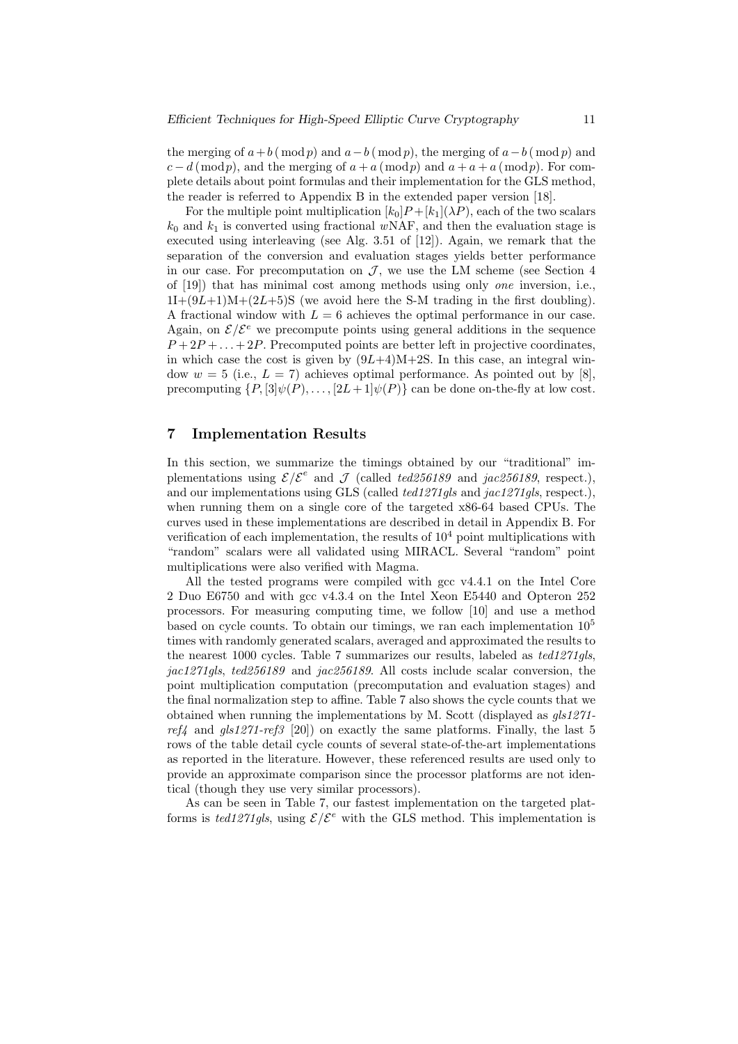the merging of $a+b\,(\bmod\,p)$ and $a-b\,(\bmod\,p)$, the merging of $a-b\,(\bmod\,p)$ and $c-d\,(\text{mod}p)$, and the merging of $a+a\,(\text{mod}p)$ and $a+a+a\,(\text{mod}p)$. For complete details about point formulas and their implementation for the GLS method, the reader is referred to Appendix B in the extended paper version [18].

For the multiple point multiplication $[k_0]P+[k_1](\lambda P)$, each of the two scalars $k_0$ and $k_1$ is converted using fractional $w$NAF, and then the evaluation stage is executed using interleaving (see Alg. 3.51 of [12]). Again, we remark that the separation of the conversion and evaluation stages yields better performance in our case. For precomputation on $\mathcal{J}$, we use the LM scheme (see Section 4 of [19]) that has minimal cost among methods using only *one* inversion, i.e., 1I+($9L$+1)M+($2L$+5)S (we avoid here the S-M trading in the first doubling). A fractional window with $L=6$ achieves the optimal performance in our case. Again, on $\mathcal{E}/\mathcal{E}^e$ we precompute points using general additions in the sequence $P+2P+\ldots+2P$. Precomputed points are better left in projective coordinates, in which case the cost is given by ($9L$+4)M+2S. In this case, an integral window $w=5$ (i.e., $L=7$) achieves optimal performance. As pointed out by [8], precomputing $\{P,[3]\psi(P),\ldots,[2L+1]\psi(P)\}$ can be done on-the-fly at low cost.

## 7 Implementation Results

In this section, we summarize the timings obtained by our "traditional" implementations using $\mathcal{E}/\mathcal{E}^e$ and $\mathcal{J}$ (called *ted256189* and *jac256189*, respect.), and our implementations using GLS (called *ted1271gls* and *jac1271gls*, respect.), when running them on a single core of the targeted x86-64 based CPUs. The curves used in these implementations are described in detail in Appendix B. For verification of each implementation, the results of $10^4$ point multiplications with "random" scalars were all validated using MIRACL. Several "random" point multiplications were also verified with Magma.

All the tested programs were compiled with gcc v4.4.1 on the Intel Core 2 Duo E6750 and with gcc v4.3.4 on the Intel Xeon E5440 and Opteron 252 processors. For measuring computing time, we follow [10] and use a method based on cycle counts. To obtain our timings, we ran each implementation $10^5$ times with randomly generated scalars, averaged and approximated the results to the nearest 1000 cycles. Table 7 summarizes our results, labeled as *ted1271gls*, *jac1271gls*, *ted256189* and *jac256189*. All costs include scalar conversion, the point multiplication computation (precomputation and evaluation stages) and the final normalization step to affine. Table 7 also shows the cycle counts that we obtained when running the implementations by M. Scott (displayed as *gls1271-ref4* and *gls1271-ref3* [20]) on exactly the same platforms. Finally, the last 5 rows of the table detail cycle counts of several state-of-the-art implementations as reported in the literature. However, these referenced results are used only to provide an approximate comparison since the processor platforms are not identical (though they use very similar processors).

As can be seen in Table 7, our fastest implementation on the targeted platforms is *ted1271gls*, using $\mathcal{E}/\mathcal{E}^e$ with the GLS method. This implementation is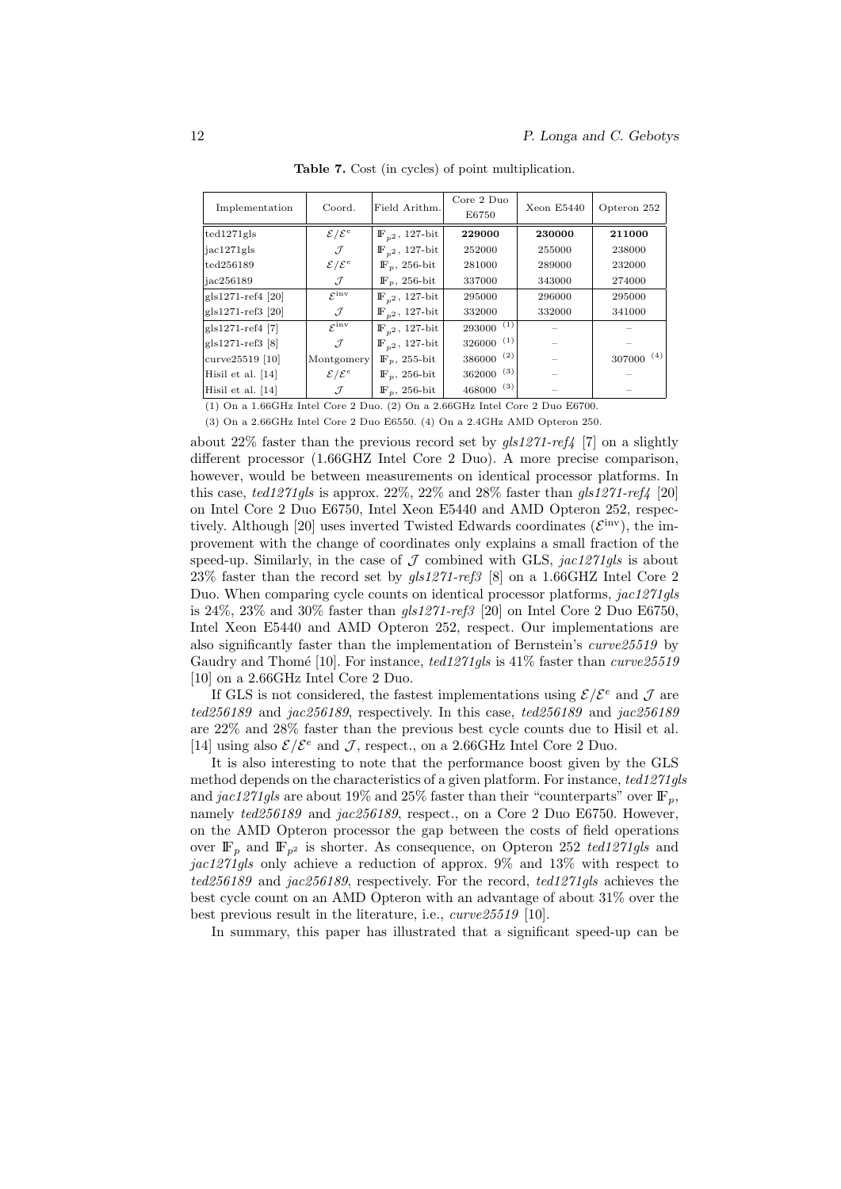**Table 7.** Cost (in cycles) of point multiplication.

| Implementation | Coord. | Field Arithm. | Core 2 Duo E6750 | Xeon E5440 | Opteron 252 |
|---|---|---|---|---|---|
| ted1271gls | $\mathcal{E}/\mathcal{E}^e$ | $\mathbb{F}_{p^2}$, 127-bit | **229000** | **230000** | **211000** |
| jac1271gls | $\mathcal{J}$ | $\mathbb{F}_{p^2}$, 127-bit | 252000 | 255000 | 238000 |
| ted256189 | $\mathcal{E}/\mathcal{E}^e$ | $\mathbb{F}_p$, 256-bit | 281000 | 289000 | 232000 |
| jac256189 | $\mathcal{J}$ | $\mathbb{F}_p$, 256-bit | 337000 | 343000 | 274000 |
| gls1271-ref4 [20] | $\mathcal{E}^{\text{inv}}$ | $\mathbb{F}_{p^2}$, 127-bit | 295000 | 296000 | 295000 |
| gls1271-ref3 [20] | $\mathcal{J}$ | $\mathbb{F}_{p^2}$, 127-bit | 332000 | 332000 | 341000 |
| gls1271-ref4 [7] | $\mathcal{E}^{\text{inv}}$ | $\mathbb{F}_{p^2}$, 127-bit | 293000 (1) | – | – |
| gls1271-ref3 [8] | $\mathcal{J}$ | $\mathbb{F}_{p^2}$, 127-bit | 326000 (1) | – | – |
| curve25519 [10] | Montgomery | $\mathbb{F}_p$, 255-bit | 386000 (2) | – | 307000 (4) |
| Hisil et al. [14] | $\mathcal{E}/\mathcal{E}^e$ | $\mathbb{F}_p$, 256-bit | 362000 (3) | – | – |
| Hisil et al. [14] | $\mathcal{J}$ | $\mathbb{F}_p$, 256-bit | 468000 (3) | – | – |

(1) On a 1.66GHz Intel Core 2 Duo. (2) On a 2.66GHz Intel Core 2 Duo E6700.

(3) On a 2.66GHz Intel Core 2 Duo E6550. (4) On a 2.4GHz AMD Opteron 250.

about 22% faster than the previous record set by *gls1271-ref4* [7] on a slightly different processor (1.66GHZ Intel Core 2 Duo). A more precise comparison, however, would be between measurements on identical processor platforms. In this case, *ted1271gls* is approx. 22%, 22% and 28% faster than *gls1271-ref4* [20] on Intel Core 2 Duo E6750, Intel Xeon E5440 and AMD Opteron 252, respectively. Although [20] uses inverted Twisted Edwards coordinates ($\mathcal{E}^{\text{inv}}$), the improvement with the change of coordinates only explains a small fraction of the speed-up. Similarly, in the case of $\mathcal{J}$ combined with GLS, *jac1271gls* is about 23% faster than the record set by *gls1271-ref3* [8] on a 1.66GHZ Intel Core 2 Duo. When comparing cycle counts on identical processor platforms, *jac1271gls* is 24%, 23% and 30% faster than *gls1271-ref3* [20] on Intel Core 2 Duo E6750, Intel Xeon E5440 and AMD Opteron 252, respect. Our implementations are also significantly faster than the implementation of Bernstein's *curve25519* by Gaudry and Thomé [10]. For instance, *ted1271gls* is 41% faster than *curve25519* [10] on a 2.66GHz Intel Core 2 Duo.

If GLS is not considered, the fastest implementations using $\mathcal{E}/\mathcal{E}^e$ and $\mathcal{J}$ are *ted256189* and *jac256189*, respectively. In this case, *ted256189* and *jac256189* are 22% and 28% faster than the previous best cycle counts due to Hisil et al. [14] using also $\mathcal{E}/\mathcal{E}^e$ and $\mathcal{J}$, respect., on a 2.66GHz Intel Core 2 Duo.

It is also interesting to note that the performance boost given by the GLS method depends on the characteristics of a given platform. For instance, *ted1271gls* and *jac1271gls* are about 19% and 25% faster than their "counterparts" over $\mathbb{F}_p$, namely *ted256189* and *jac256189*, respect., on a Core 2 Duo E6750. However, on the AMD Opteron processor the gap between the costs of field operations over $\mathbb{F}_p$ and $\mathbb{F}_{p^2}$ is shorter. As consequence, on Opteron 252 *ted1271gls* and *jac1271gls* only achieve a reduction of approx. 9% and 13% with respect to *ted256189* and *jac256189*, respectively. For the record, *ted1271gls* achieves the best cycle count on an AMD Opteron with an advantage of about 31% over the best previous result in the literature, i.e., *curve25519* [10].

In summary, this paper has illustrated that a significant speed-up can be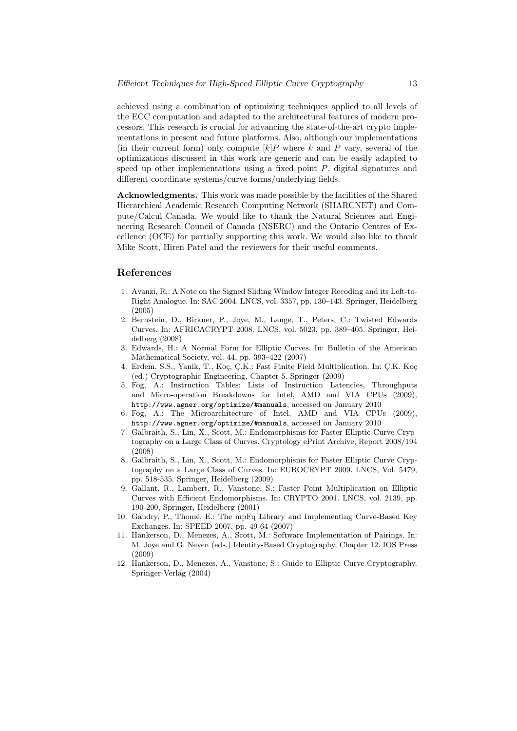achieved using a combination of optimizing techniques applied to all levels of the ECC computation and adapted to the architectural features of modern processors. This research is crucial for advancing the state-of-the-art crypto implementations in present and future platforms. Also, although our implementations (in their current form) only compute $[k]P$ where $k$ and $P$ vary, several of the optimizations discussed in this work are generic and can be easily adapted to speed up other implementations using a fixed point $P$, digital signatures and different coordinate systems/curve forms/underlying fields.

**Acknowledgments.** This work was made possible by the facilities of the Shared Hierarchical Academic Research Computing Network (SHARCNET) and Compute/Calcul Canada. We would like to thank the Natural Sciences and Engineering Research Council of Canada (NSERC) and the Ontario Centres of Excellence (OCE) for partially supporting this work. We would also like to thank Mike Scott, Hiren Patel and the reviewers for their useful comments.

## References

1. Avanzi, R.: A Note on the Signed Sliding Window Integer Recoding and its Left-to-Right Analogue. In: SAC 2004. LNCS, vol. 3357, pp. 130–143. Springer, Heidelberg (2005)
2. Bernstein, D., Birkner, P., Joye, M., Lange, T., Peters, C.: Twisted Edwards Curves. In: AFRICACRYPT 2008. LNCS, vol. 5023, pp. 389–405. Springer, Heidelberg (2008)
3. Edwards, H.: A Normal Form for Elliptic Curves. In: Bulletin of the American Mathematical Society, vol. 44, pp. 393–422 (2007)
4. Erdem, S.S., Yanik, T., Koç, Ç.K.: Fast Finite Field Multiplication. In: Ç.K. Koç (ed.) Cryptographic Engineering, Chapter 5. Springer (2009)
5. Fog, A.: Instruction Tables: Lists of Instruction Latencies, Throughputs and Micro-operation Breakdowns for Intel, AMD and VIA CPUs (2009), `http://www.agner.org/optimize/#manuals`, accessed on January 2010
6. Fog, A.: The Microarchitecture of Intel, AMD and VIA CPUs (2009), `http://www.agner.org/optimize/#manuals`, accessed on January 2010
7. Galbraith, S., Lin, X., Scott, M.: Endomorphisms for Faster Elliptic Curve Cryptography on a Large Class of Curves. Cryptology ePrint Archive, Report 2008/194 (2008)
8. Galbraith, S., Lin, X., Scott, M.: Endomorphisms for Faster Elliptic Curve Cryptography on a Large Class of Curves. In: EUROCRYPT 2009. LNCS, Vol. 5479, pp. 518-535. Springer, Heidelberg (2009)
9. Gallant, R., Lambert, R., Vanstone, S.: Faster Point Multiplication on Elliptic Curves with Efficient Endomorphisms. In: CRYPTO 2001. LNCS, vol. 2139, pp. 190-200, Springer, Heidelberg (2001)
10. Gaudry, P., Thomé, E.: The mpFq Library and Implementing Curve-Based Key Exchanges. In: SPEED 2007, pp. 49-64 (2007)
11. Hankerson, D., Menezes, A., Scott, M.: Software Implementation of Pairings. In: M. Joye and G. Neven (eds.) Identity-Based Cryptography, Chapter 12. IOS Press (2009)
12. Hankerson, D., Menezes, A., Vanstone, S.: Guide to Elliptic Curve Cryptography. Springer-Verlag (2004)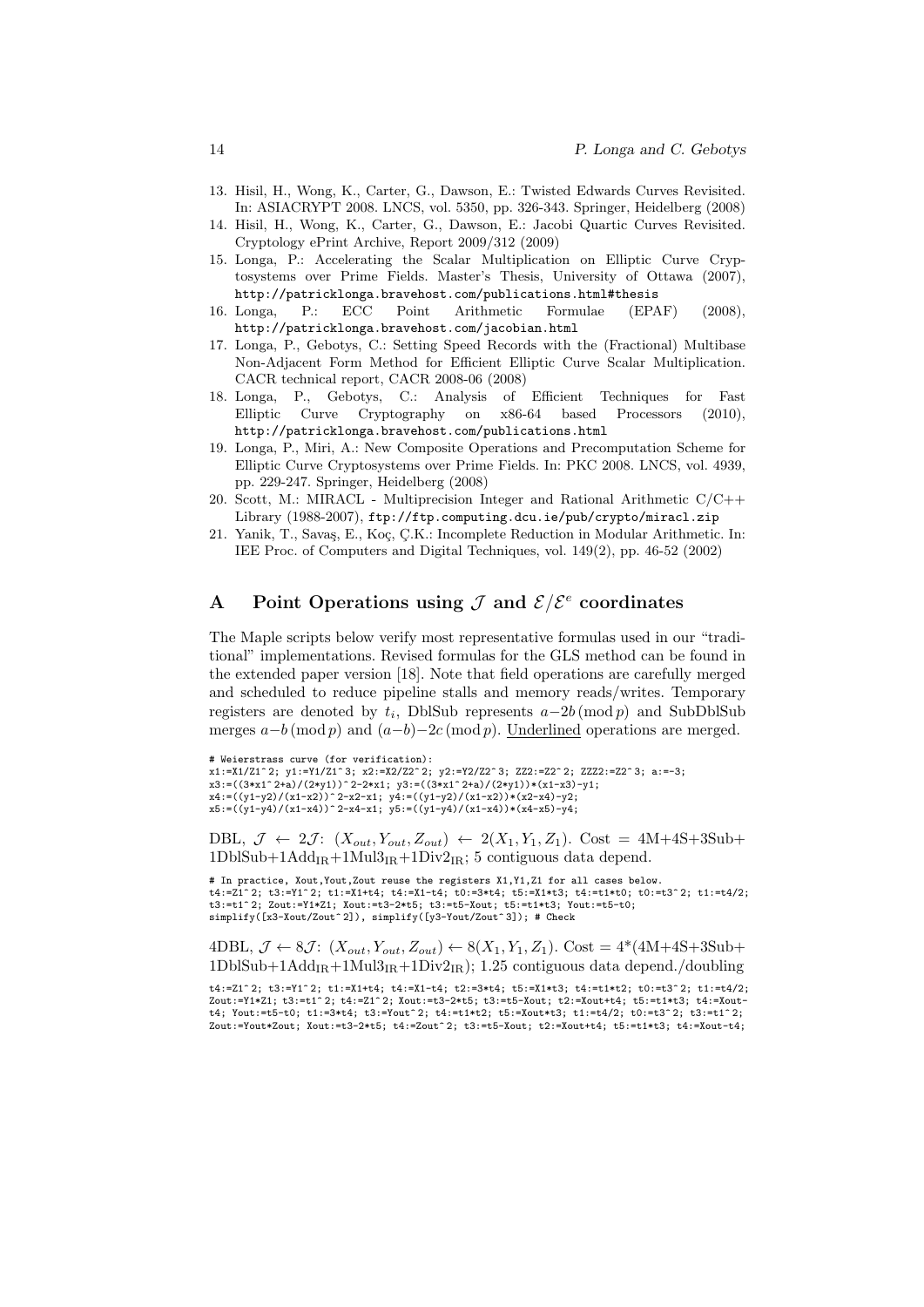13. Hisil, H., Wong, K., Carter, G., Dawson, E.: Twisted Edwards Curves Revisited. In: ASIACRYPT 2008. LNCS, vol. 5350, pp. 326-343. Springer, Heidelberg (2008)
14. Hisil, H., Wong, K., Carter, G., Dawson, E.: Jacobi Quartic Curves Revisited. Cryptology ePrint Archive, Report 2009/312 (2009)
15. Longa, P.: Accelerating the Scalar Multiplication on Elliptic Curve Cryptosystems over Prime Fields. Master's Thesis, University of Ottawa (2007), `http://patricklonga.bravehost.com/publications.html#thesis`
16. Longa, P.: ECC Point Arithmetic Formulae (EPAF) (2008), `http://patricklonga.bravehost.com/jacobian.html`
17. Longa, P., Gebotys, C.: Setting Speed Records with the (Fractional) Multibase Non-Adjacent Form Method for Efficient Elliptic Curve Scalar Multiplication. CACR technical report, CACR 2008-06 (2008)
18. Longa, P., Gebotys, C.: Analysis of Efficient Techniques for Fast Elliptic Curve Cryptography on x86-64 based Processors (2010), `http://patricklonga.bravehost.com/publications.html`
19. Longa, P., Miri, A.: New Composite Operations and Precomputation Scheme for Elliptic Curve Cryptosystems over Prime Fields. In: PKC 2008. LNCS, vol. 4939, pp. 229-247. Springer, Heidelberg (2008)
20. Scott, M.: MIRACL - Multiprecision Integer and Rational Arithmetic C/C++ Library (1988-2007), `ftp://ftp.computing.dcu.ie/pub/crypto/miracl.zip`
21. Yanik, T., Savaş, E., Koç, Ç.K.: Incomplete Reduction in Modular Arithmetic. In: IEE Proc. of Computers and Digital Techniques, vol. 149(2), pp. 46-52 (2002)

# A Point Operations using $\mathcal{J}$ and $\mathcal{E}/\mathcal{E}^e$ coordinates

The Maple scripts below verify most representative formulas used in our "traditional" implementations. Revised formulas for the GLS method can be found in the extended paper version [18]. Note that field operations are carefully merged and scheduled to reduce pipeline stalls and memory reads/writes. Temporary registers are denoted by $t_i$, DblSub represents $a-2b \pmod p$ and SubDblSub merges $a-b \pmod p$ and $(a-b)-2c \pmod p$. <u>Underlined</u> operations are merged.

```
# Weierstrass curve (for verification):
x1:=X1/Z1^2; y1:=Y1/Z1^3; x2:=X2/Z2^2; y2:=Y2/Z2^3; ZZ2:=Z2^2; ZZZ2:=Z2^3; a:=-3;
x3:=((3*x1^2+a)/(2*y1))^2-2*x1; y3:=((3*x1^2+a)/(2*y1))*(x1-x3)-y1;
x4:=((y1-y2)/(x1-x2))^2-x2-x1; y4:=((y1-y2)/(x1-x2))*(x2-x4)-y2;
x5:=((y1-y4)/(x1-x4))^2-x4-x1; y5:=((y1-y4)/(x1-x4))*(x4-x5)-y4;
```

DBL, $\mathcal{J} \leftarrow 2\mathcal{J}$: $(X_{out}, Y_{out}, Z_{out}) \leftarrow 2(X_1, Y_1, Z_1)$. Cost = 4M+4S+3Sub+1DblSub+1Add$_{\text{IR}}$+1Mul3$_{\text{IR}}$+1Div2$_{\text{IR}}$; 5 contiguous data depend.

```
# In practice, Xout,Yout,Zout reuse the registers X1,Y1,Z1 for all cases below.
t4:=Z1^2; t3:=Y1^2; t1:=X1+t4; t4:=X1-t4; t0:=3*t4; t5:=X1*t3; t4:=t1*t0; t0:=t3^2; t1:=t4/2;
t3:=t1^2; Zout:=Y1*Z1; Xout:=t3-2*t5; t3:=t5-Xout; t5:=t1*t3; Yout:=t5-t0;
simplify([x3-Xout/Zout^2]), simplify([y3-Yout/Zout^3]); # Check
```

4DBL, $\mathcal{J} \leftarrow 8\mathcal{J}$: $(X_{out}, Y_{out}, Z_{out}) \leftarrow 8(X_1, Y_1, Z_1)$. Cost = 4*(4M+4S+3Sub+1DblSub+1Add$_{\text{IR}}$+1Mul3$_{\text{IR}}$+1Div2$_{\text{IR}}$); 1.25 contiguous data depend./doubling

```
t4:=Z1^2; t3:=Y1^2; t1:=X1+t4; t4:=X1-t4; t2:=3*t4; t5:=X1*t3; t4:=t1*t2; t0:=t3^2; t1:=t4/2;
Zout:=Y1*Z1; t3:=t1^2; t4:=Z1^2; Xout:=t3-2*t5; t3:=t5-Xout; t2:=Xout+t4; t5:=t1*t3; t4:=Xout-
t4; Yout:=t5-t0; t1:=3*t4; t3:=Yout^2; t4:=t1*t2; t5:=Xout*t3; t1:=t4/2; t0:=t3^2; t3:=t1^2;
Zout:=Yout*Zout; Xout:=t3-2*t5; t4:=Zout^2; t3:=t5-Xout; t2:=Xout+t4; t5:=t1*t3; t4:=Xout-t4;
```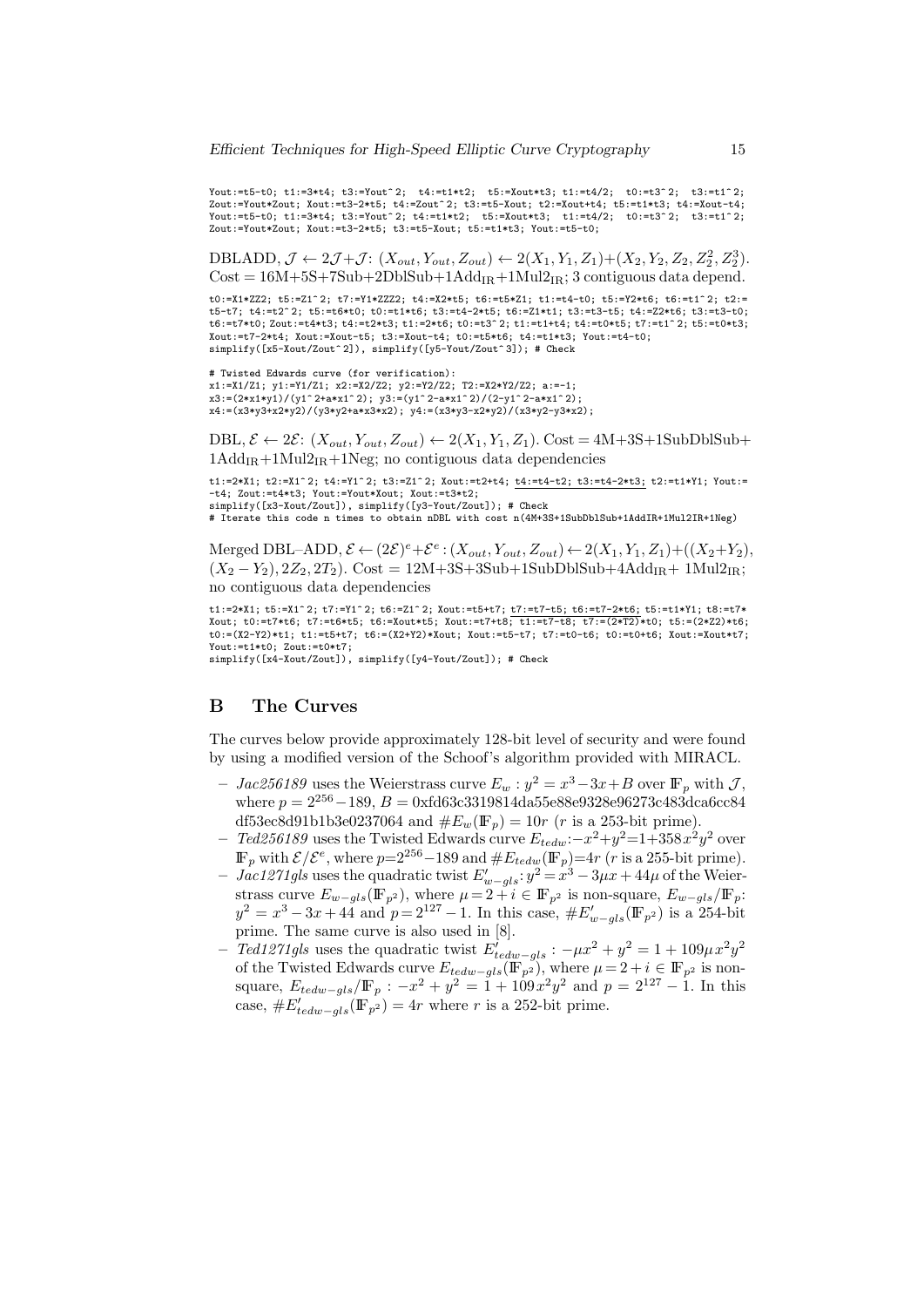```
Yout:=t5-t0; t1:=3*t4; t3:=Yout^2;  t4:=t1*t2;  t5:=Xout*t3; t1:=t4/2;  t0:=t3^2;  t3:=t1^2;
Zout:=Yout*Zout; Xout:=t3-2*t5; t4:=Zout^2; t3:=t5-Xout; t2:=Xout+t4; t5:=t1*t3; t4:=Xout-t4;
Yout:=t5-t0; t1:=3*t4; t3:=Yout^2; t4:=t1*t2;  t5:=Xout*t3;  t1:=t4/2;  t0:=t3^2;  t3:=t1^2;
Zout:=Yout*Zout; Xout:=t3-2*t5; t3:=t5-Xout; t5:=t1*t3; Yout:=t5-t0;
```

DBLADD, $\mathcal{J} \leftarrow 2\mathcal{J}+\mathcal{J}$: $(X_{out}, Y_{out}, Z_{out}) \leftarrow 2(X_1, Y_1, Z_1)+(X_2, Y_2, Z_2, Z_2^2, Z_2^3)$. Cost = 16M+5S+7Sub+2DblSub+1Add$_{\text{IR}}$+1Mul2$_{\text{IR}}$; 3 contiguous data depend.

```
t0:=X1*ZZ2; t5:=Z1^2; t7:=Y1*ZZZ2; t4:=X2*t5; t6:=t5*Z1; t1:=t4-t0; t5:=Y2*t6; t6:=t1^2; t2:=
t5-t7; t4:=t2^2; t5:=t6*t0; t0:=t1*t6; t3:=t4-2*t5; t6:=Z1*t1; t3:=t3-t5; t4:=Z2*t6; t3:=t3-t0;
t6:=t7*t0; Zout:=t4*t3; t4:=t2*t3; t1:=2*t6; t0:=t3^2; t1:=t1+t4; t4:=t0*t5; t7:=t1^2; t5:=t0*t3;
Xout:=t7-2*t4; Xout:=Xout-t5; t3:=Xout-t4; t0:=t5*t6; t4:=t1*t3; Yout:=t4-t0;
simplify([x5-Xout/Zout^2]), simplify([y5-Yout/Zout^3]); # Check

# Twisted Edwards curve (for verification):
x1:=X1/Z1; y1:=Y1/Z1; x2:=X2/Z2; y2:=Y2/Z2; T2:=X2*Y2/Z2; a:=-1;
x3:=(2*x1*y1)/(y1^2+a*x1^2); y3:=(y1^2-a*x1^2)/(2-y1^2-a*x1^2);
x4:=(x3*y3+x2*y2)/(y3*y2+a*x3*x2); y4:=(x3*y3-x2*y2)/(x3*y2-y3*x2);
```

DBL, $\mathcal{E} \leftarrow 2\mathcal{E}$: $(X_{out}, Y_{out}, Z_{out}) \leftarrow 2(X_1, Y_1, Z_1)$. Cost = 4M+3S+1SubDblSub+1Add$_{\text{IR}}$+1Mul2$_{\text{IR}}$+1Neg; no contiguous data dependencies

```
t1:=2*X1; t2:=X1^2; t4:=Y1^2; t3:=Z1^2; Xout:=t2+t4; t4:=t4-t2; t3:=t4-2*t3; t2:=t1*Y1; Yout:=
-t4; Zout:=t4*t3; Yout:=Yout*Xout; Xout:=t3*t2;
simplify([x3-Xout/Zout]), simplify([y3-Yout/Zout]); # Check
# Iterate this code n times to obtain nDBL with cost n(4M+3S+1SubDblSub+1AddIR+1Mul2IR+1Neg)
```

Merged DBL–ADD, $\mathcal{E} \leftarrow (2\mathcal{E})^e + \mathcal{E}^e : (X_{out}, Y_{out}, Z_{out}) \leftarrow 2(X_1, Y_1, Z_1)+((X_2+Y_2), (X_2-Y_2), 2Z_2, 2T_2)$. Cost = 12M+3S+3Sub+1SubDblSub+4Add$_{\text{IR}}$+ 1Mul2$_{\text{IR}}$; no contiguous data dependencies

```
t1:=2*X1; t5:=X1^2; t7:=Y1^2; t6:=Z1^2; Xout:=t5+t7; t7:=t7-t5; t6:=t7-2*t6; t5:=t1*Y1; t8:=t7*
Xout; t0:=t7*t6; t7:=t6*t5; t6:=Xout*t5; Xout:=t7+t8; t1:=t7-t8; t7:=(2*T2)*t0; t5:=(2*Z2)*t6;
t0:=(X2-Y2)*t1; t1:=t5+t7; t6:=(X2+Y2)*Xout; Xout:=t5-t7; t7:=t0-t6; t0:=t0+t6; Xout:=Xout*t7;
Yout:=t1*t0; Zout:=t0*t7;
simplify([x4-Xout/Zout]), simplify([y4-Yout/Zout]); # Check
```

## B The Curves

The curves below provide approximately 128-bit level of security and were found by using a modified version of the Schoof's algorithm provided with MIRACL.

- *Jac256189* uses the Weierstrass curve $E_w : y^2 = x^3 - 3x + B$ over $\mathbb{F}_p$ with $\mathcal{J}$, where $p = 2^{256} - 189$, $B =$ 0xfd63c3319814da55e88e9328e96273c483dca6cc84df53ec8d91b1b3e0237064 and $\#E_w(\mathbb{F}_p) = 10r$ ($r$ is a 253-bit prime).
- *Ted256189* uses the Twisted Edwards curve $E_{tedw}$:$-x^2+y^2=1+358\,x^2y^2$ over $\mathbb{F}_p$ with $\mathcal{E}/\mathcal{E}^e$, where $p=2^{256}-189$ and $\#E_{tedw}(\mathbb{F}_p)=4r$ ($r$ is a 255-bit prime).
- *Jac1271gls* uses the quadratic twist $E'_{w-gls}$: $y^2 = x^3 - 3\mu x + 44\mu$ of the Weierstrass curve $E_{w-gls}(\mathbb{F}_{p^2})$, where $\mu = 2 + i \in \mathbb{F}_{p^2}$ is non-square, $E_{w-gls}/\mathbb{F}_p$: $y^2 = x^3 - 3x + 44$ and $p = 2^{127} - 1$. In this case, $\#E'_{w-gls}(\mathbb{F}_{p^2})$ is a 254-bit prime. The same curve is also used in [8].
- *Ted1271gls* uses the quadratic twist $E'_{tedw-gls} : -\mu x^2 + y^2 = 1 + 109\mu x^2y^2$ of the Twisted Edwards curve $E_{tedw-gls}(\mathbb{F}_{p^2})$, where $\mu = 2 + i \in \mathbb{F}_{p^2}$ is non-square, $E_{tedw-gls}/\mathbb{F}_p : -x^2 + y^2 = 1 + 109\,x^2y^2$ and $p = 2^{127} - 1$. In this case, $\#E'_{tedw-gls}(\mathbb{F}_{p^2}) = 4r$ where $r$ is a 252-bit prime.